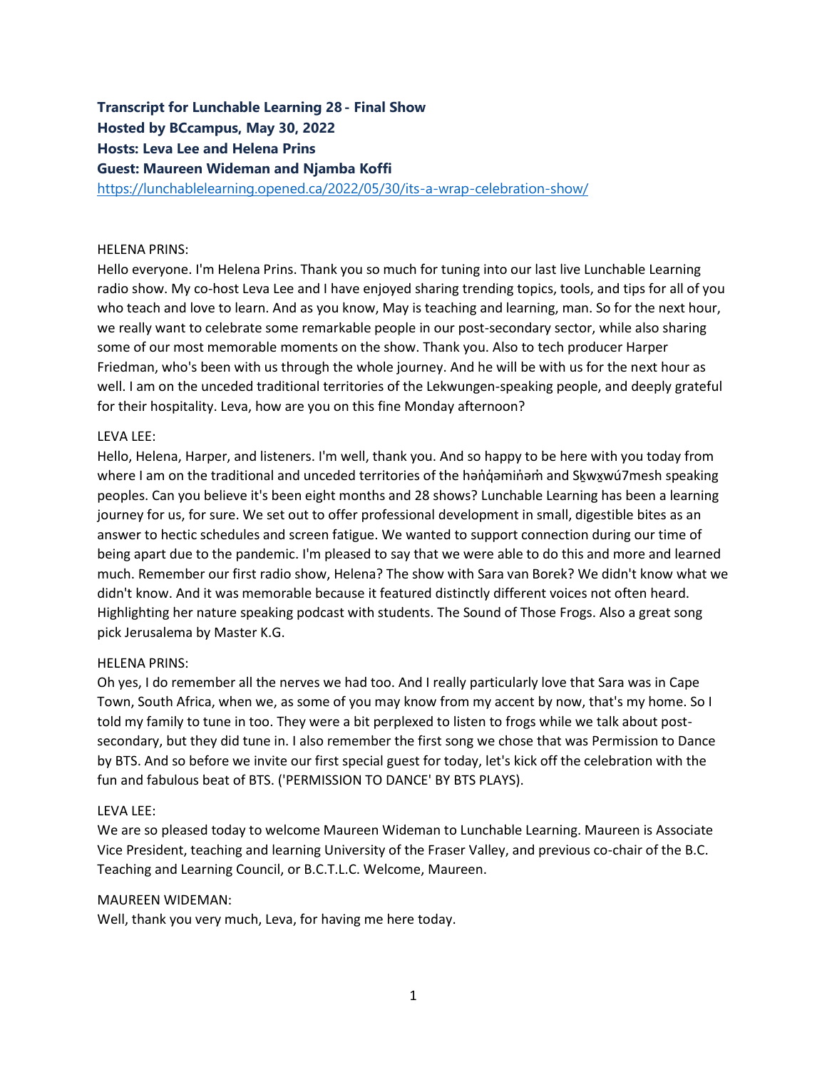**Transcript for Lunchable Learning 28 - Final Show**
**Hosted by BCcampus, May 30, 2022**
**Hosts: Leva Lee and Helena Prins**
**Guest: Maureen Wideman and Njamba Koffi**
https://lunchablelearning.opened.ca/2022/05/30/its-a-wrap-celebration-show/

HELENA PRINS:
Hello everyone. I'm Helena Prins. Thank you so much for tuning into our last live Lunchable Learning radio show. My co-host Leva Lee and I have enjoyed sharing trending topics, tools, and tips for all of you who teach and love to learn. And as you know, May is teaching and learning, man. So for the next hour, we really want to celebrate some remarkable people in our post-secondary sector, while also sharing some of our most memorable moments on the show. Thank you. Also to tech producer Harper Friedman, who's been with us through the whole journey. And he will be with us for the next hour as well. I am on the unceded traditional territories of the Lekwungen-speaking people, and deeply grateful for their hospitality. Leva, how are you on this fine Monday afternoon?

LEVA LEE:
Hello, Helena, Harper, and listeners. I'm well, thank you. And so happy to be here with you today from where I am on the traditional and unceded territories of the hən̓q̓əmin̓əm̓ and Sḵwx̱wú7mesh speaking peoples. Can you believe it's been eight months and 28 shows? Lunchable Learning has been a learning journey for us, for sure. We set out to offer professional development in small, digestible bites as an answer to hectic schedules and screen fatigue. We wanted to support connection during our time of being apart due to the pandemic. I'm pleased to say that we were able to do this and more and learned much. Remember our first radio show, Helena? The show with Sara van Borek? We didn't know what we didn't know. And it was memorable because it featured distinctly different voices not often heard. Highlighting her nature speaking podcast with students. The Sound of Those Frogs. Also a great song pick Jerusalema by Master K.G.

HELENA PRINS:
Oh yes, I do remember all the nerves we had too. And I really particularly love that Sara was in Cape Town, South Africa, when we, as some of you may know from my accent by now, that's my home. So I told my family to tune in too. They were a bit perplexed to listen to frogs while we talk about post-secondary, but they did tune in. I also remember the first song we chose that was Permission to Dance by BTS. And so before we invite our first special guest for today, let's kick off the celebration with the fun and fabulous beat of BTS. ('PERMISSION TO DANCE' BY BTS PLAYS).

LEVA LEE:
We are so pleased today to welcome Maureen Wideman to Lunchable Learning. Maureen is Associate Vice President, teaching and learning University of the Fraser Valley, and previous co-chair of the B.C. Teaching and Learning Council, or B.C.T.L.C. Welcome, Maureen.

MAUREEN WIDEMAN:
Well, thank you very much, Leva, for having me here today.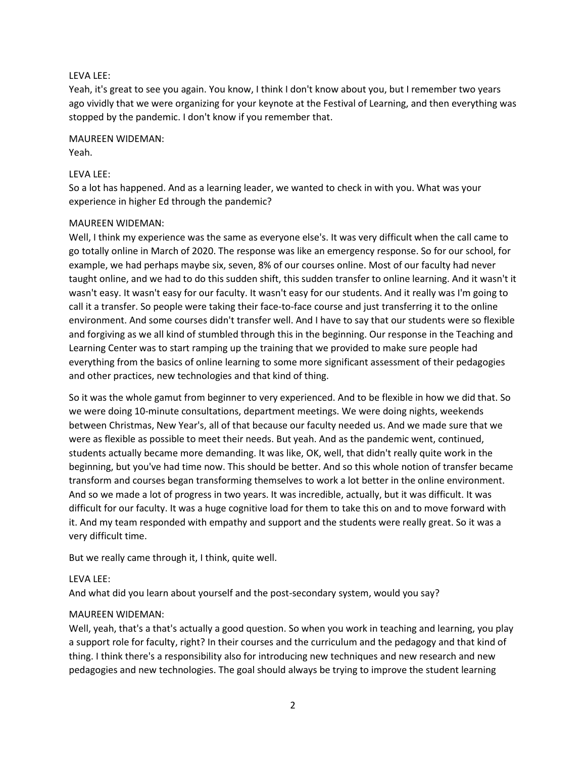LEVA LEE:
Yeah, it's great to see you again. You know, I think I don't know about you, but I remember two years ago vividly that we were organizing for your keynote at the Festival of Learning, and then everything was stopped by the pandemic. I don't know if you remember that.

MAUREEN WIDEMAN:
Yeah.

LEVA LEE:
So a lot has happened. And as a learning leader, we wanted to check in with you. What was your experience in higher Ed through the pandemic?

MAUREEN WIDEMAN:
Well, I think my experience was the same as everyone else's. It was very difficult when the call came to go totally online in March of 2020. The response was like an emergency response. So for our school, for example, we had perhaps maybe six, seven, 8% of our courses online. Most of our faculty had never taught online, and we had to do this sudden shift, this sudden transfer to online learning. And it wasn't it wasn't easy. It wasn't easy for our faculty. It wasn't easy for our students. And it really was I'm going to call it a transfer. So people were taking their face-to-face course and just transferring it to the online environment. And some courses didn't transfer well. And I have to say that our students were so flexible and forgiving as we all kind of stumbled through this in the beginning. Our response in the Teaching and Learning Center was to start ramping up the training that we provided to make sure people had everything from the basics of online learning to some more significant assessment of their pedagogies and other practices, new technologies and that kind of thing.

So it was the whole gamut from beginner to very experienced. And to be flexible in how we did that. So we were doing 10-minute consultations, department meetings. We were doing nights, weekends between Christmas, New Year's, all of that because our faculty needed us. And we made sure that we were as flexible as possible to meet their needs. But yeah. And as the pandemic went, continued, students actually became more demanding. It was like, OK, well, that didn't really quite work in the beginning, but you've had time now. This should be better. And so this whole notion of transfer became transform and courses began transforming themselves to work a lot better in the online environment. And so we made a lot of progress in two years. It was incredible, actually, but it was difficult. It was difficult for our faculty. It was a huge cognitive load for them to take this on and to move forward with it. And my team responded with empathy and support and the students were really great. So it was a very difficult time.

But we really came through it, I think, quite well.

LEVA LEE:
And what did you learn about yourself and the post-secondary system, would you say?

MAUREEN WIDEMAN:
Well, yeah, that's a that's actually a good question. So when you work in teaching and learning, you play a support role for faculty, right? In their courses and the curriculum and the pedagogy and that kind of thing. I think there's a responsibility also for introducing new techniques and new research and new pedagogies and new technologies. The goal should always be trying to improve the student learning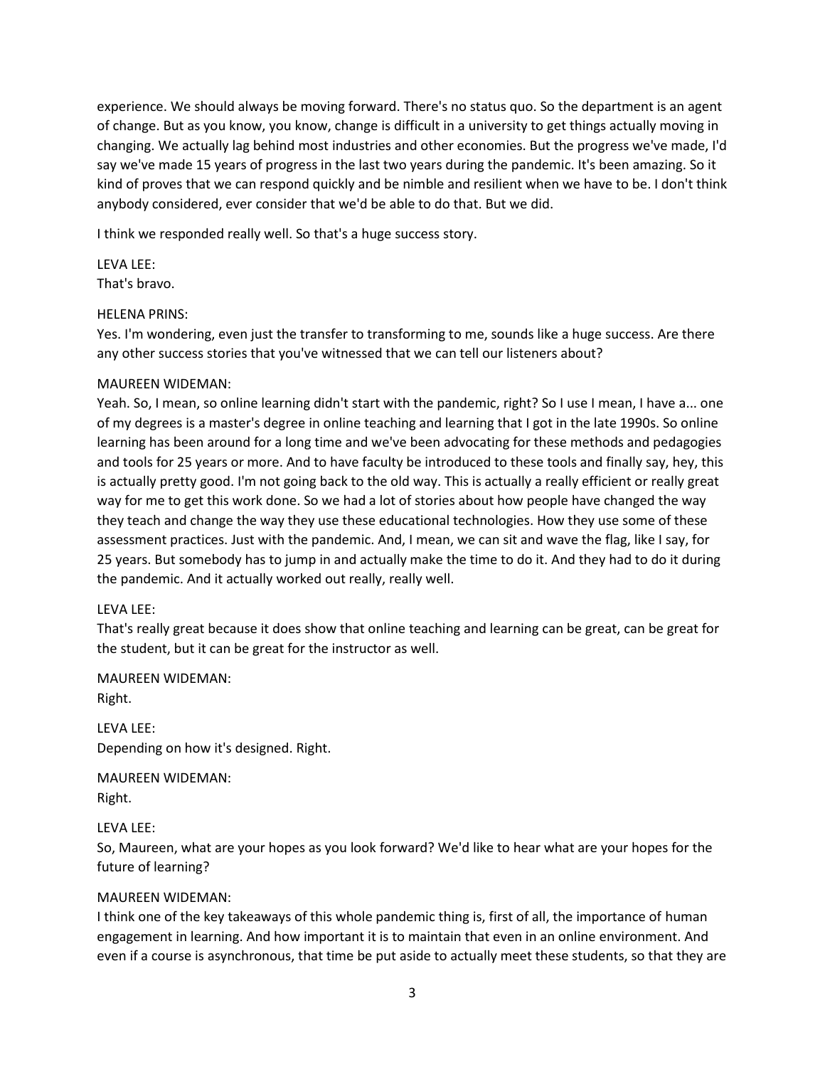experience. We should always be moving forward. There's no status quo. So the department is an agent of change. But as you know, you know, change is difficult in a university to get things actually moving in changing. We actually lag behind most industries and other economies. But the progress we've made, I'd say we've made 15 years of progress in the last two years during the pandemic. It's been amazing. So it kind of proves that we can respond quickly and be nimble and resilient when we have to be. I don't think anybody considered, ever consider that we'd be able to do that. But we did.

I think we responded really well. So that's a huge success story.

LEVA LEE:
That's bravo.

HELENA PRINS:
Yes. I'm wondering, even just the transfer to transforming to me, sounds like a huge success. Are there any other success stories that you've witnessed that we can tell our listeners about?

MAUREEN WIDEMAN:
Yeah. So, I mean, so online learning didn't start with the pandemic, right? So I use I mean, I have a... one of my degrees is a master's degree in online teaching and learning that I got in the late 1990s. So online learning has been around for a long time and we've been advocating for these methods and pedagogies and tools for 25 years or more. And to have faculty be introduced to these tools and finally say, hey, this is actually pretty good. I'm not going back to the old way. This is actually a really efficient or really great way for me to get this work done. So we had a lot of stories about how people have changed the way they teach and change the way they use these educational technologies. How they use some of these assessment practices. Just with the pandemic. And, I mean, we can sit and wave the flag, like I say, for 25 years. But somebody has to jump in and actually make the time to do it. And they had to do it during the pandemic. And it actually worked out really, really well.

LEVA LEE:
That's really great because it does show that online teaching and learning can be great, can be great for the student, but it can be great for the instructor as well.

MAUREEN WIDEMAN:
Right.

LEVA LEE:
Depending on how it's designed. Right.

MAUREEN WIDEMAN:
Right.

LEVA LEE:
So, Maureen, what are your hopes as you look forward? We'd like to hear what are your hopes for the future of learning?

MAUREEN WIDEMAN:
I think one of the key takeaways of this whole pandemic thing is, first of all, the importance of human engagement in learning. And how important it is to maintain that even in an online environment. And even if a course is asynchronous, that time be put aside to actually meet these students, so that they are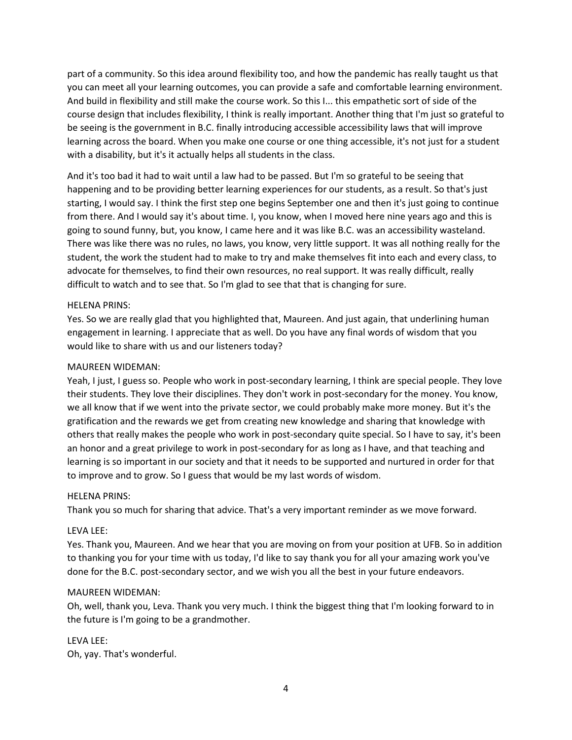part of a community. So this idea around flexibility too, and how the pandemic has really taught us that you can meet all your learning outcomes, you can provide a safe and comfortable learning environment. And build in flexibility and still make the course work. So this I... this empathetic sort of side of the course design that includes flexibility, I think is really important. Another thing that I'm just so grateful to be seeing is the government in B.C. finally introducing accessible accessibility laws that will improve learning across the board. When you make one course or one thing accessible, it's not just for a student with a disability, but it's it actually helps all students in the class.

And it's too bad it had to wait until a law had to be passed. But I'm so grateful to be seeing that happening and to be providing better learning experiences for our students, as a result. So that's just starting, I would say. I think the first step one begins September one and then it's just going to continue from there. And I would say it's about time. I, you know, when I moved here nine years ago and this is going to sound funny, but, you know, I came here and it was like B.C. was an accessibility wasteland. There was like there was no rules, no laws, you know, very little support. It was all nothing really for the student, the work the student had to make to try and make themselves fit into each and every class, to advocate for themselves, to find their own resources, no real support. It was really difficult, really difficult to watch and to see that. So I'm glad to see that that is changing for sure.

HELENA PRINS:
Yes. So we are really glad that you highlighted that, Maureen. And just again, that underlining human engagement in learning. I appreciate that as well. Do you have any final words of wisdom that you would like to share with us and our listeners today?

MAUREEN WIDEMAN:
Yeah, I just, I guess so. People who work in post-secondary learning, I think are special people. They love their students. They love their disciplines. They don't work in post-secondary for the money. You know, we all know that if we went into the private sector, we could probably make more money. But it's the gratification and the rewards we get from creating new knowledge and sharing that knowledge with others that really makes the people who work in post-secondary quite special. So I have to say, it's been an honor and a great privilege to work in post-secondary for as long as I have, and that teaching and learning is so important in our society and that it needs to be supported and nurtured in order for that to improve and to grow. So I guess that would be my last words of wisdom.

HELENA PRINS:
Thank you so much for sharing that advice. That's a very important reminder as we move forward.

LEVA LEE:
Yes. Thank you, Maureen. And we hear that you are moving on from your position at UFB. So in addition to thanking you for your time with us today, I'd like to say thank you for all your amazing work you've done for the B.C. post-secondary sector, and we wish you all the best in your future endeavors.

MAUREEN WIDEMAN:
Oh, well, thank you, Leva. Thank you very much. I think the biggest thing that I'm looking forward to in the future is I'm going to be a grandmother.

LEVA LEE:
Oh, yay. That's wonderful.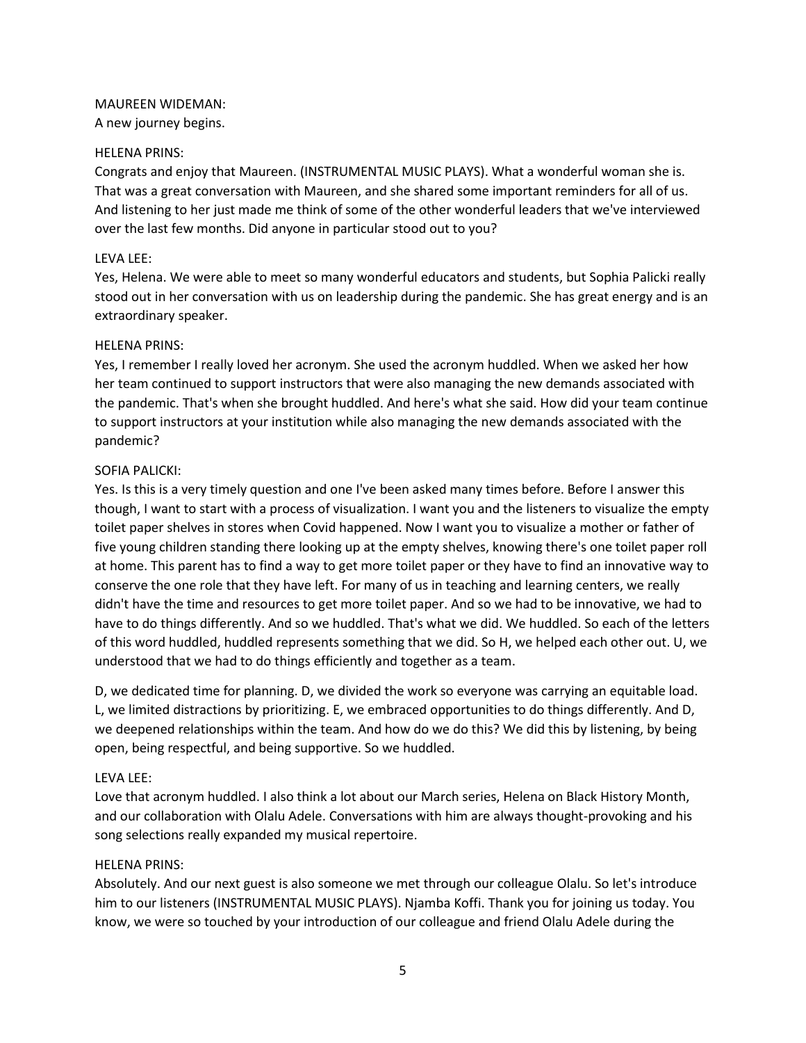MAUREEN WIDEMAN:
A new journey begins.

HELENA PRINS:
Congrats and enjoy that Maureen. (INSTRUMENTAL MUSIC PLAYS). What a wonderful woman she is. That was a great conversation with Maureen, and she shared some important reminders for all of us. And listening to her just made me think of some of the other wonderful leaders that we've interviewed over the last few months. Did anyone in particular stood out to you?

LEVA LEE:
Yes, Helena. We were able to meet so many wonderful educators and students, but Sophia Palicki really stood out in her conversation with us on leadership during the pandemic. She has great energy and is an extraordinary speaker.

HELENA PRINS:
Yes, I remember I really loved her acronym. She used the acronym huddled. When we asked her how her team continued to support instructors that were also managing the new demands associated with the pandemic. That's when she brought huddled. And here's what she said. How did your team continue to support instructors at your institution while also managing the new demands associated with the pandemic?

SOFIA PALICKI:
Yes. Is this is a very timely question and one I've been asked many times before. Before I answer this though, I want to start with a process of visualization. I want you and the listeners to visualize the empty toilet paper shelves in stores when Covid happened. Now I want you to visualize a mother or father of five young children standing there looking up at the empty shelves, knowing there's one toilet paper roll at home. This parent has to find a way to get more toilet paper or they have to find an innovative way to conserve the one role that they have left. For many of us in teaching and learning centers, we really didn't have the time and resources to get more toilet paper. And so we had to be innovative, we had to have to do things differently. And so we huddled. That's what we did. We huddled. So each of the letters of this word huddled, huddled represents something that we did. So H, we helped each other out. U, we understood that we had to do things efficiently and together as a team.

D, we dedicated time for planning. D, we divided the work so everyone was carrying an equitable load. L, we limited distractions by prioritizing. E, we embraced opportunities to do things differently. And D, we deepened relationships within the team. And how do we do this? We did this by listening, by being open, being respectful, and being supportive. So we huddled.

LEVA LEE:
Love that acronym huddled. I also think a lot about our March series, Helena on Black History Month, and our collaboration with Olalu Adele. Conversations with him are always thought-provoking and his song selections really expanded my musical repertoire.

HELENA PRINS:
Absolutely. And our next guest is also someone we met through our colleague Olalu. So let's introduce him to our listeners (INSTRUMENTAL MUSIC PLAYS). Njamba Koffi. Thank you for joining us today. You know, we were so touched by your introduction of our colleague and friend Olalu Adele during the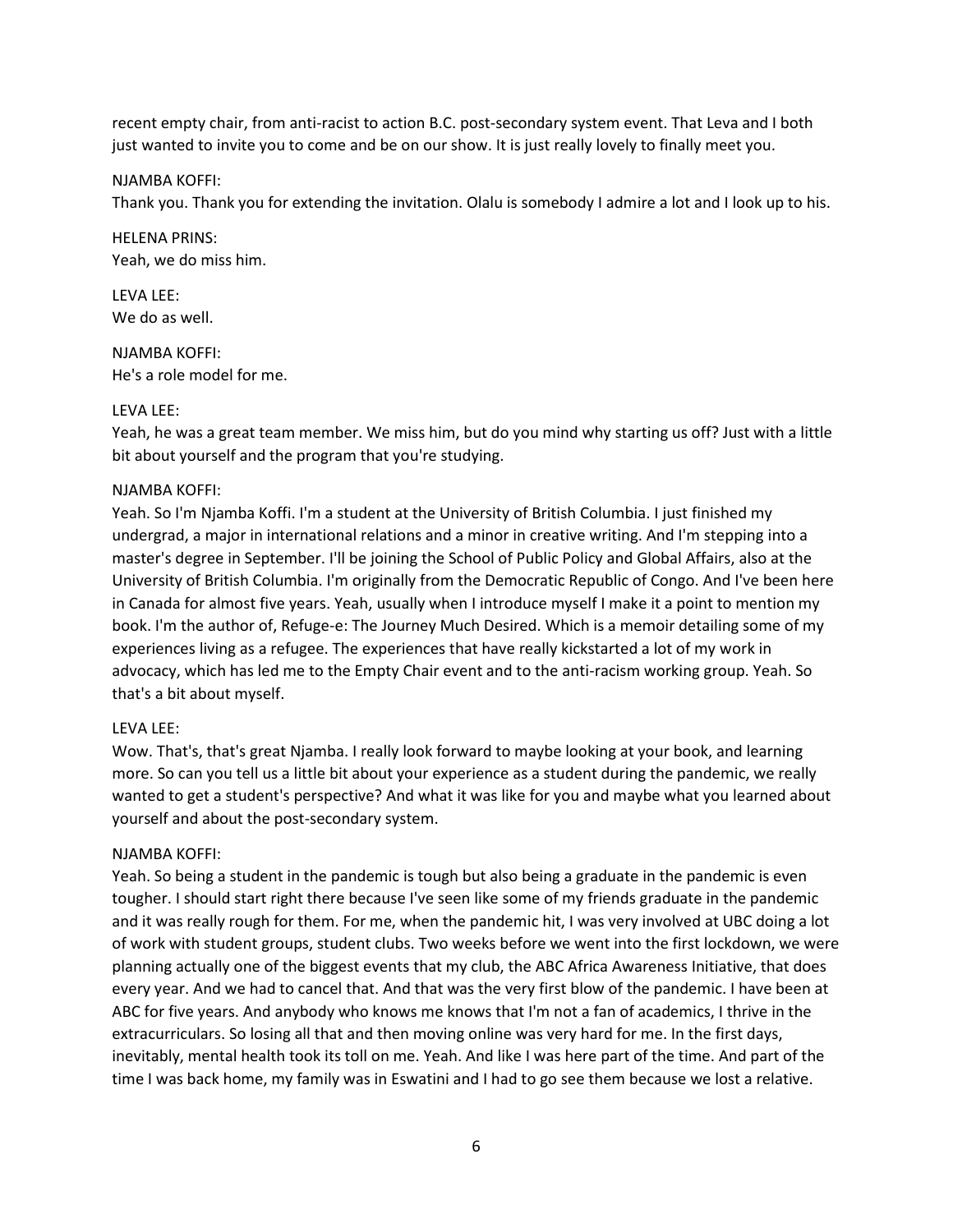recent empty chair, from anti-racist to action B.C. post-secondary system event. That Leva and I both just wanted to invite you to come and be on our show. It is just really lovely to finally meet you.

NJAMBA KOFFI:
Thank you. Thank you for extending the invitation. Olalu is somebody I admire a lot and I look up to his.

HELENA PRINS:
Yeah, we do miss him.

LEVA LEE:
We do as well.

NJAMBA KOFFI:
He's a role model for me.

LEVA LEE:
Yeah, he was a great team member. We miss him, but do you mind why starting us off? Just with a little bit about yourself and the program that you're studying.

NJAMBA KOFFI:
Yeah. So I'm Njamba Koffi. I'm a student at the University of British Columbia. I just finished my undergrad, a major in international relations and a minor in creative writing. And I'm stepping into a master's degree in September. I'll be joining the School of Public Policy and Global Affairs, also at the University of British Columbia. I'm originally from the Democratic Republic of Congo. And I've been here in Canada for almost five years. Yeah, usually when I introduce myself I make it a point to mention my book. I'm the author of, Refuge-e: The Journey Much Desired. Which is a memoir detailing some of my experiences living as a refugee. The experiences that have really kickstarted a lot of my work in advocacy, which has led me to the Empty Chair event and to the anti-racism working group. Yeah. So that's a bit about myself.

LEVA LEE:
Wow. That's, that's great Njamba. I really look forward to maybe looking at your book, and learning more. So can you tell us a little bit about your experience as a student during the pandemic, we really wanted to get a student's perspective? And what it was like for you and maybe what you learned about yourself and about the post-secondary system.

NJAMBA KOFFI:
Yeah. So being a student in the pandemic is tough but also being a graduate in the pandemic is even tougher. I should start right there because I've seen like some of my friends graduate in the pandemic and it was really rough for them. For me, when the pandemic hit, I was very involved at UBC doing a lot of work with student groups, student clubs. Two weeks before we went into the first lockdown, we were planning actually one of the biggest events that my club, the ABC Africa Awareness Initiative, that does every year. And we had to cancel that. And that was the very first blow of the pandemic. I have been at ABC for five years. And anybody who knows me knows that I'm not a fan of academics, I thrive in the extracurriculars. So losing all that and then moving online was very hard for me. In the first days, inevitably, mental health took its toll on me. Yeah. And like I was here part of the time. And part of the time I was back home, my family was in Eswatini and I had to go see them because we lost a relative.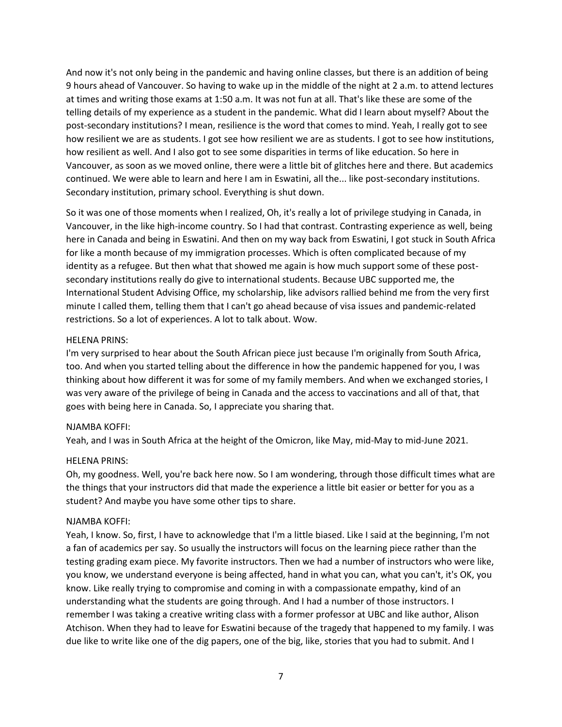And now it's not only being in the pandemic and having online classes, but there is an addition of being 9 hours ahead of Vancouver. So having to wake up in the middle of the night at 2 a.m. to attend lectures at times and writing those exams at 1:50 a.m. It was not fun at all. That's like these are some of the telling details of my experience as a student in the pandemic. What did I learn about myself? About the post-secondary institutions? I mean, resilience is the word that comes to mind. Yeah, I really got to see how resilient we are as students. I got see how resilient we are as students. I got to see how institutions, how resilient as well. And I also got to see some disparities in terms of like education. So here in Vancouver, as soon as we moved online, there were a little bit of glitches here and there. But academics continued. We were able to learn and here I am in Eswatini, all the... like post-secondary institutions. Secondary institution, primary school. Everything is shut down.

So it was one of those moments when I realized, Oh, it's really a lot of privilege studying in Canada, in Vancouver, in the like high-income country. So I had that contrast. Contrasting experience as well, being here in Canada and being in Eswatini. And then on my way back from Eswatini, I got stuck in South Africa for like a month because of my immigration processes. Which is often complicated because of my identity as a refugee. But then what that showed me again is how much support some of these post-secondary institutions really do give to international students. Because UBC supported me, the International Student Advising Office, my scholarship, like advisors rallied behind me from the very first minute I called them, telling them that I can't go ahead because of visa issues and pandemic-related restrictions. So a lot of experiences. A lot to talk about. Wow.

HELENA PRINS:
I'm very surprised to hear about the South African piece just because I'm originally from South Africa, too. And when you started telling about the difference in how the pandemic happened for you, I was thinking about how different it was for some of my family members. And when we exchanged stories, I was very aware of the privilege of being in Canada and the access to vaccinations and all of that, that goes with being here in Canada. So, I appreciate you sharing that.

NJAMBA KOFFI:
Yeah, and I was in South Africa at the height of the Omicron, like May, mid-May to mid-June 2021.

HELENA PRINS:
Oh, my goodness. Well, you're back here now. So I am wondering, through those difficult times what are the things that your instructors did that made the experience a little bit easier or better for you as a student? And maybe you have some other tips to share.

NJAMBA KOFFI:
Yeah, I know. So, first, I have to acknowledge that I'm a little biased. Like I said at the beginning, I'm not a fan of academics per say. So usually the instructors will focus on the learning piece rather than the testing grading exam piece. My favorite instructors. Then we had a number of instructors who were like, you know, we understand everyone is being affected, hand in what you can, what you can't, it's OK, you know. Like really trying to compromise and coming in with a compassionate empathy, kind of an understanding what the students are going through. And I had a number of those instructors. I remember I was taking a creative writing class with a former professor at UBC and like author, Alison Atchison. When they had to leave for Eswatini because of the tragedy that happened to my family. I was due like to write like one of the dig papers, one of the big, like, stories that you had to submit. And I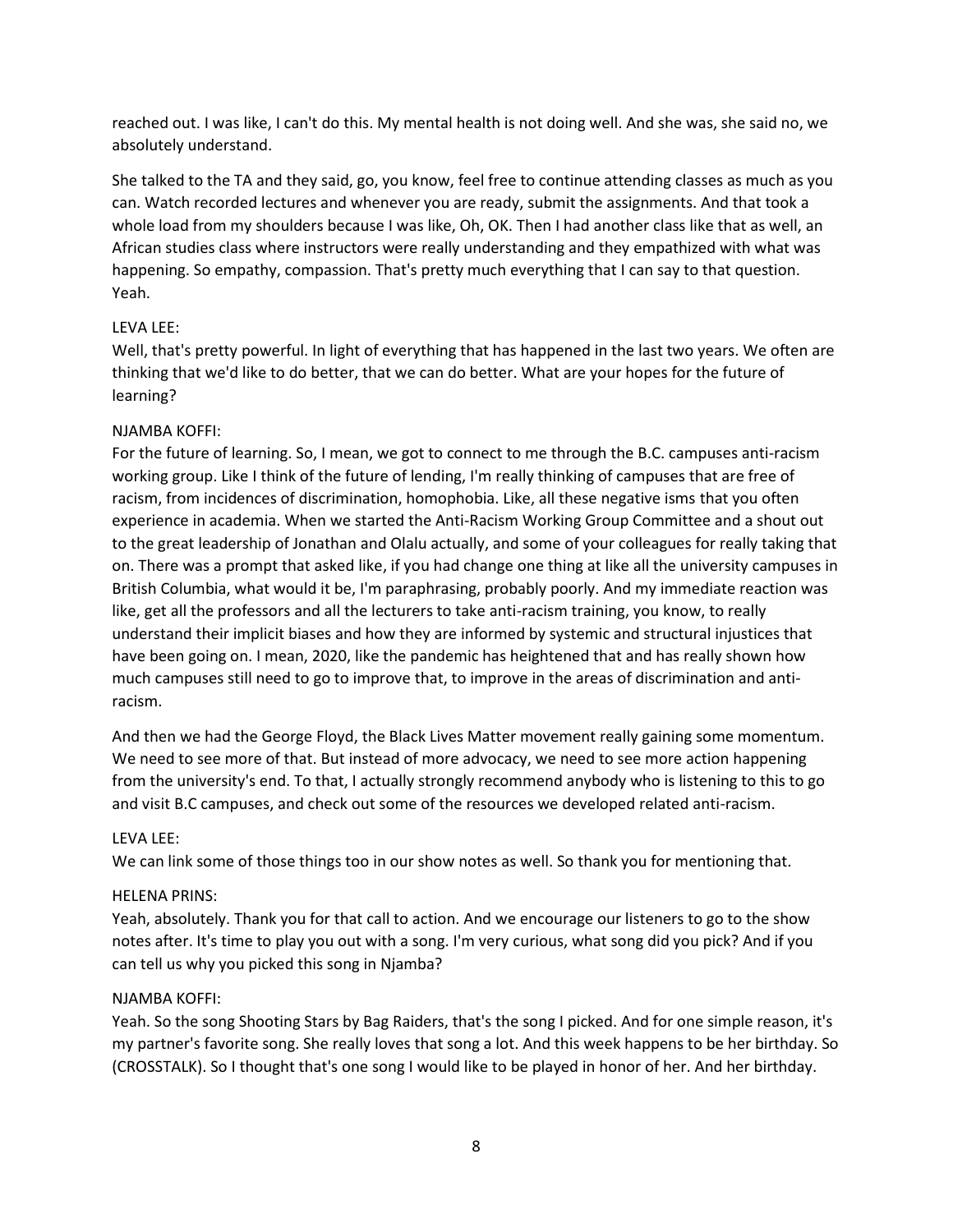reached out. I was like, I can't do this. My mental health is not doing well. And she was, she said no, we absolutely understand.

She talked to the TA and they said, go, you know, feel free to continue attending classes as much as you can. Watch recorded lectures and whenever you are ready, submit the assignments. And that took a whole load from my shoulders because I was like, Oh, OK. Then I had another class like that as well, an African studies class where instructors were really understanding and they empathized with what was happening. So empathy, compassion. That's pretty much everything that I can say to that question. Yeah.

LEVA LEE:
Well, that's pretty powerful. In light of everything that has happened in the last two years. We often are thinking that we'd like to do better, that we can do better. What are your hopes for the future of learning?

NJAMBA KOFFI:
For the future of learning. So, I mean, we got to connect to me through the B.C. campuses anti-racism working group. Like I think of the future of lending, I'm really thinking of campuses that are free of racism, from incidences of discrimination, homophobia. Like, all these negative isms that you often experience in academia. When we started the Anti-Racism Working Group Committee and a shout out to the great leadership of Jonathan and Olalu actually, and some of your colleagues for really taking that on. There was a prompt that asked like, if you had change one thing at like all the university campuses in British Columbia, what would it be, I'm paraphrasing, probably poorly. And my immediate reaction was like, get all the professors and all the lecturers to take anti-racism training, you know, to really understand their implicit biases and how they are informed by systemic and structural injustices that have been going on. I mean, 2020, like the pandemic has heightened that and has really shown how much campuses still need to go to improve that, to improve in the areas of discrimination and anti-racism.

And then we had the George Floyd, the Black Lives Matter movement really gaining some momentum. We need to see more of that. But instead of more advocacy, we need to see more action happening from the university's end. To that, I actually strongly recommend anybody who is listening to this to go and visit B.C campuses, and check out some of the resources we developed related anti-racism.

LEVA LEE:
We can link some of those things too in our show notes as well. So thank you for mentioning that.

HELENA PRINS:
Yeah, absolutely. Thank you for that call to action. And we encourage our listeners to go to the show notes after. It's time to play you out with a song. I'm very curious, what song did you pick? And if you can tell us why you picked this song in Njamba?

NJAMBA KOFFI:
Yeah. So the song Shooting Stars by Bag Raiders, that's the song I picked. And for one simple reason, it's my partner's favorite song. She really loves that song a lot. And this week happens to be her birthday. So (CROSSTALK). So I thought that's one song I would like to be played in honor of her. And her birthday.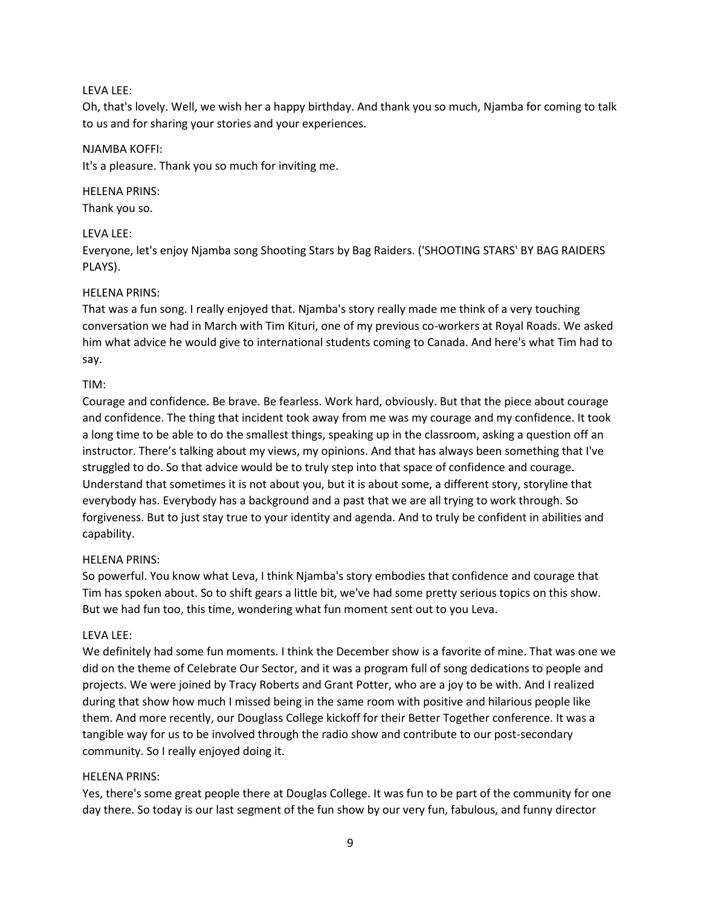LEVA LEE:

Oh, that's lovely. Well, we wish her a happy birthday. And thank you so much, Njamba for coming to talk to us and for sharing your stories and your experiences.

NJAMBA KOFFI:

It's a pleasure. Thank you so much for inviting me.

HELENA PRINS:

Thank you so.

LEVA LEE:

Everyone, let's enjoy Njamba song Shooting Stars by Bag Raiders. ('SHOOTING STARS' BY BAG RAIDERS PLAYS).

HELENA PRINS:

That was a fun song. I really enjoyed that. Njamba's story really made me think of a very touching conversation we had in March with Tim Kituri, one of my previous co-workers at Royal Roads. We asked him what advice he would give to international students coming to Canada. And here's what Tim had to say.

TIM:

Courage and confidence. Be brave. Be fearless. Work hard, obviously. But that the piece about courage and confidence. The thing that incident took away from me was my courage and my confidence. It took a long time to be able to do the smallest things, speaking up in the classroom, asking a question off an instructor. There's talking about my views, my opinions. And that has always been something that I've struggled to do. So that advice would be to truly step into that space of confidence and courage. Understand that sometimes it is not about you, but it is about some, a different story, storyline that everybody has. Everybody has a background and a past that we are all trying to work through. So forgiveness. But to just stay true to your identity and agenda. And to truly be confident in abilities and capability.

HELENA PRINS:

So powerful. You know what Leva, I think Njamba's story embodies that confidence and courage that Tim has spoken about. So to shift gears a little bit, we've had some pretty serious topics on this show. But we had fun too, this time, wondering what fun moment sent out to you Leva.

LEVA LEE:

We definitely had some fun moments. I think the December show is a favorite of mine. That was one we did on the theme of Celebrate Our Sector, and it was a program full of song dedications to people and projects. We were joined by Tracy Roberts and Grant Potter, who are a joy to be with. And I realized during that show how much I missed being in the same room with positive and hilarious people like them. And more recently, our Douglass College kickoff for their Better Together conference. It was a tangible way for us to be involved through the radio show and contribute to our post-secondary community. So I really enjoyed doing it.

HELENA PRINS:

Yes, there's some great people there at Douglas College. It was fun to be part of the community for one day there. So today is our last segment of the fun show by our very fun, fabulous, and funny director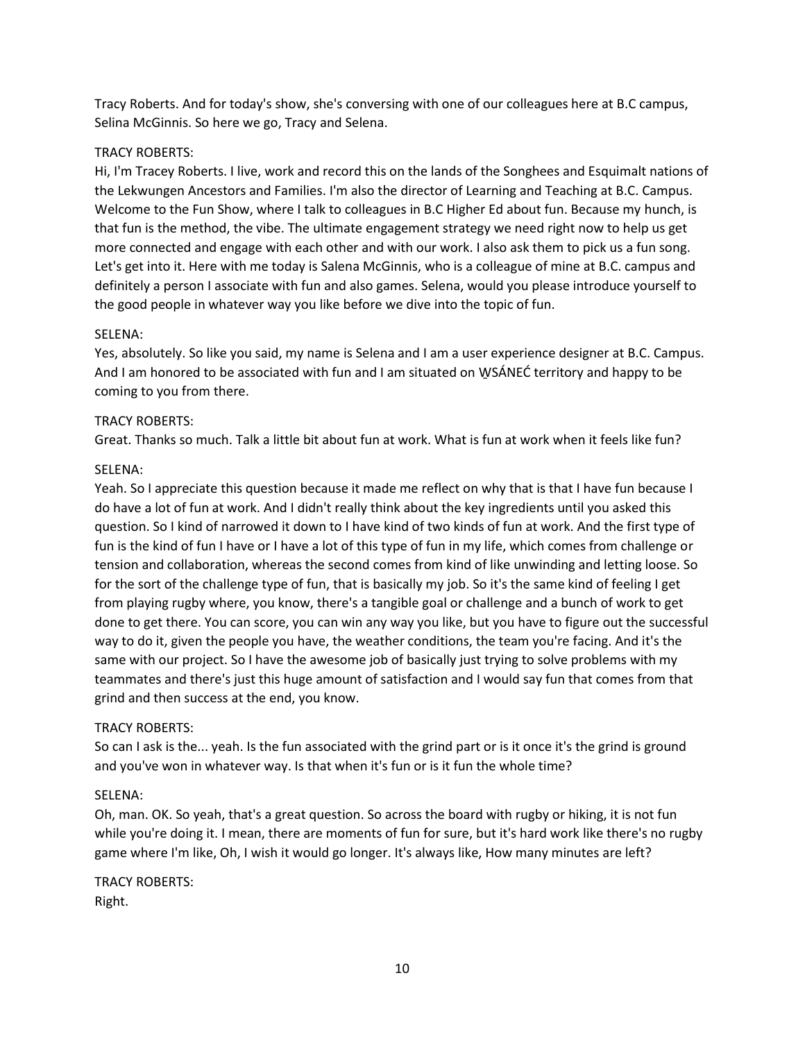Tracy Roberts. And for today's show, she's conversing with one of our colleagues here at B.C campus, Selina McGinnis. So here we go, Tracy and Selena.

TRACY ROBERTS:
Hi, I'm Tracey Roberts. I live, work and record this on the lands of the Songhees and Esquimalt nations of the Lekwungen Ancestors and Families. I'm also the director of Learning and Teaching at B.C. Campus. Welcome to the Fun Show, where I talk to colleagues in B.C Higher Ed about fun. Because my hunch, is that fun is the method, the vibe. The ultimate engagement strategy we need right now to help us get more connected and engage with each other and with our work. I also ask them to pick us a fun song. Let's get into it. Here with me today is Salena McGinnis, who is a colleague of mine at B.C. campus and definitely a person I associate with fun and also games. Selena, would you please introduce yourself to the good people in whatever way you like before we dive into the topic of fun.

SELENA:
Yes, absolutely. So like you said, my name is Selena and I am a user experience designer at B.C. Campus. And I am honored to be associated with fun and I am situated on W̱SÁNEĆ territory and happy to be coming to you from there.

TRACY ROBERTS:
Great. Thanks so much. Talk a little bit about fun at work. What is fun at work when it feels like fun?

SELENA:
Yeah. So I appreciate this question because it made me reflect on why that is that I have fun because I do have a lot of fun at work. And I didn't really think about the key ingredients until you asked this question. So I kind of narrowed it down to I have kind of two kinds of fun at work. And the first type of fun is the kind of fun I have or I have a lot of this type of fun in my life, which comes from challenge or tension and collaboration, whereas the second comes from kind of like unwinding and letting loose. So for the sort of the challenge type of fun, that is basically my job. So it's the same kind of feeling I get from playing rugby where, you know, there's a tangible goal or challenge and a bunch of work to get done to get there. You can score, you can win any way you like, but you have to figure out the successful way to do it, given the people you have, the weather conditions, the team you're facing. And it's the same with our project. So I have the awesome job of basically just trying to solve problems with my teammates and there's just this huge amount of satisfaction and I would say fun that comes from that grind and then success at the end, you know.

TRACY ROBERTS:
So can I ask is the... yeah. Is the fun associated with the grind part or is it once it's the grind is ground and you've won in whatever way. Is that when it's fun or is it fun the whole time?

SELENA:
Oh, man. OK. So yeah, that's a great question. So across the board with rugby or hiking, it is not fun while you're doing it. I mean, there are moments of fun for sure, but it's hard work like there's no rugby game where I'm like, Oh, I wish it would go longer. It's always like, How many minutes are left?

TRACY ROBERTS:
Right.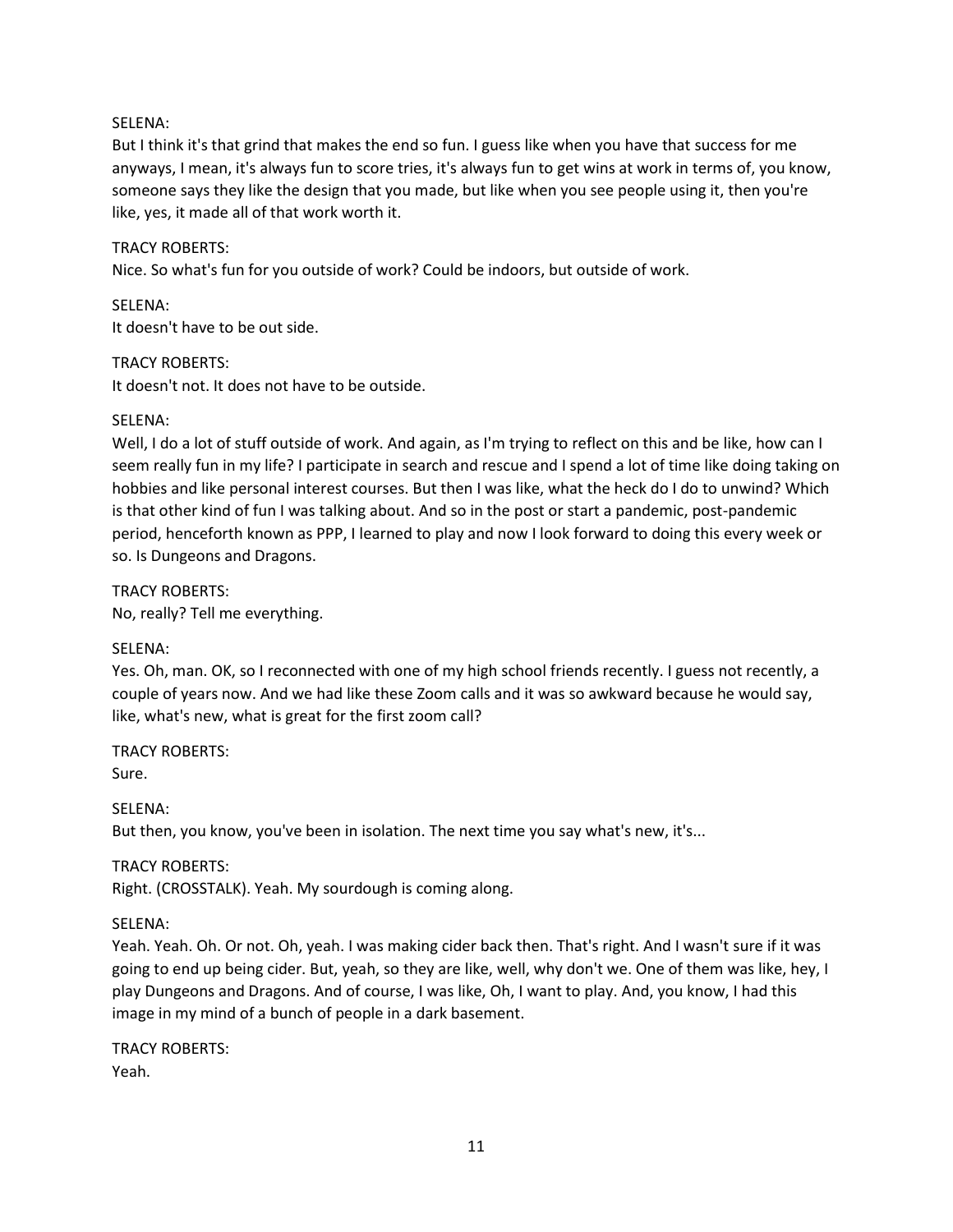SELENA:
But I think it's that grind that makes the end so fun. I guess like when you have that success for me anyways, I mean, it's always fun to score tries, it's always fun to get wins at work in terms of, you know, someone says they like the design that you made, but like when you see people using it, then you're like, yes, it made all of that work worth it.

TRACY ROBERTS:
Nice. So what's fun for you outside of work? Could be indoors, but outside of work.

SELENA:
It doesn't have to be out side.

TRACY ROBERTS:
It doesn't not. It does not have to be outside.

SELENA:
Well, I do a lot of stuff outside of work. And again, as I'm trying to reflect on this and be like, how can I seem really fun in my life? I participate in search and rescue and I spend a lot of time like doing taking on hobbies and like personal interest courses. But then I was like, what the heck do I do to unwind? Which is that other kind of fun I was talking about. And so in the post or start a pandemic, post-pandemic period, henceforth known as PPP, I learned to play and now I look forward to doing this every week or so. Is Dungeons and Dragons.

TRACY ROBERTS:
No, really? Tell me everything.

SELENA:
Yes. Oh, man. OK, so I reconnected with one of my high school friends recently. I guess not recently, a couple of years now. And we had like these Zoom calls and it was so awkward because he would say, like, what's new, what is great for the first zoom call?

TRACY ROBERTS:
Sure.

SELENA:
But then, you know, you've been in isolation. The next time you say what's new, it's...

TRACY ROBERTS:
Right. (CROSSTALK). Yeah. My sourdough is coming along.

SELENA:
Yeah. Yeah. Oh. Or not. Oh, yeah. I was making cider back then. That's right. And I wasn't sure if it was going to end up being cider. But, yeah, so they are like, well, why don't we. One of them was like, hey, I play Dungeons and Dragons. And of course, I was like, Oh, I want to play. And, you know, I had this image in my mind of a bunch of people in a dark basement.

TRACY ROBERTS:
Yeah.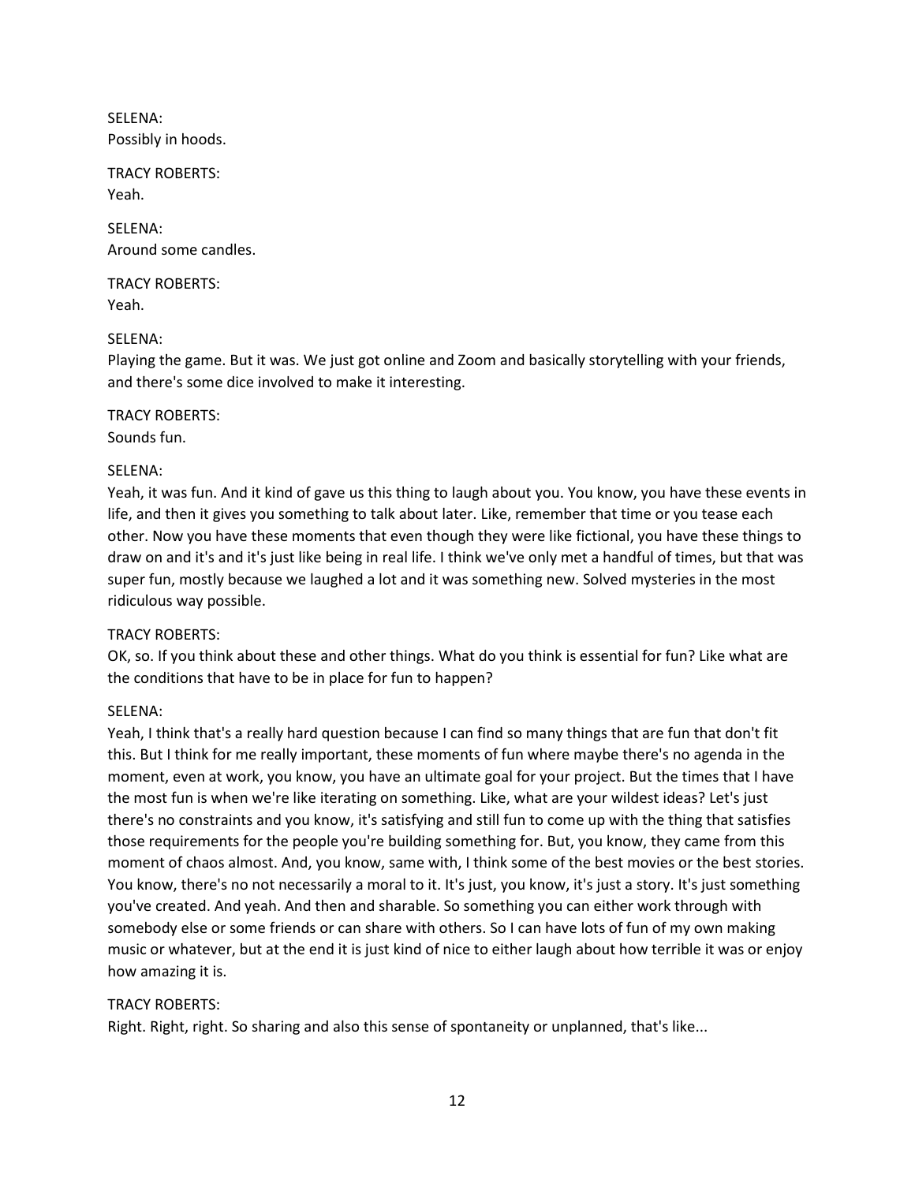SELENA:
Possibly in hoods.

TRACY ROBERTS:
Yeah.

SELENA:
Around some candles.

TRACY ROBERTS:
Yeah.

SELENA:
Playing the game. But it was. We just got online and Zoom and basically storytelling with your friends, and there's some dice involved to make it interesting.

TRACY ROBERTS:
Sounds fun.

SELENA:
Yeah, it was fun. And it kind of gave us this thing to laugh about you. You know, you have these events in life, and then it gives you something to talk about later. Like, remember that time or you tease each other. Now you have these moments that even though they were like fictional, you have these things to draw on and it's and it's just like being in real life. I think we've only met a handful of times, but that was super fun, mostly because we laughed a lot and it was something new. Solved mysteries in the most ridiculous way possible.

TRACY ROBERTS:
OK, so. If you think about these and other things. What do you think is essential for fun? Like what are the conditions that have to be in place for fun to happen?

SELENA:
Yeah, I think that's a really hard question because I can find so many things that are fun that don't fit this. But I think for me really important, these moments of fun where maybe there's no agenda in the moment, even at work, you know, you have an ultimate goal for your project. But the times that I have the most fun is when we're like iterating on something. Like, what are your wildest ideas? Let's just there's no constraints and you know, it's satisfying and still fun to come up with the thing that satisfies those requirements for the people you're building something for. But, you know, they came from this moment of chaos almost. And, you know, same with, I think some of the best movies or the best stories. You know, there's no not necessarily a moral to it. It's just, you know, it's just a story. It's just something you've created. And yeah. And then and sharable. So something you can either work through with somebody else or some friends or can share with others. So I can have lots of fun of my own making music or whatever, but at the end it is just kind of nice to either laugh about how terrible it was or enjoy how amazing it is.

TRACY ROBERTS:
Right. Right, right. So sharing and also this sense of spontaneity or unplanned, that's like...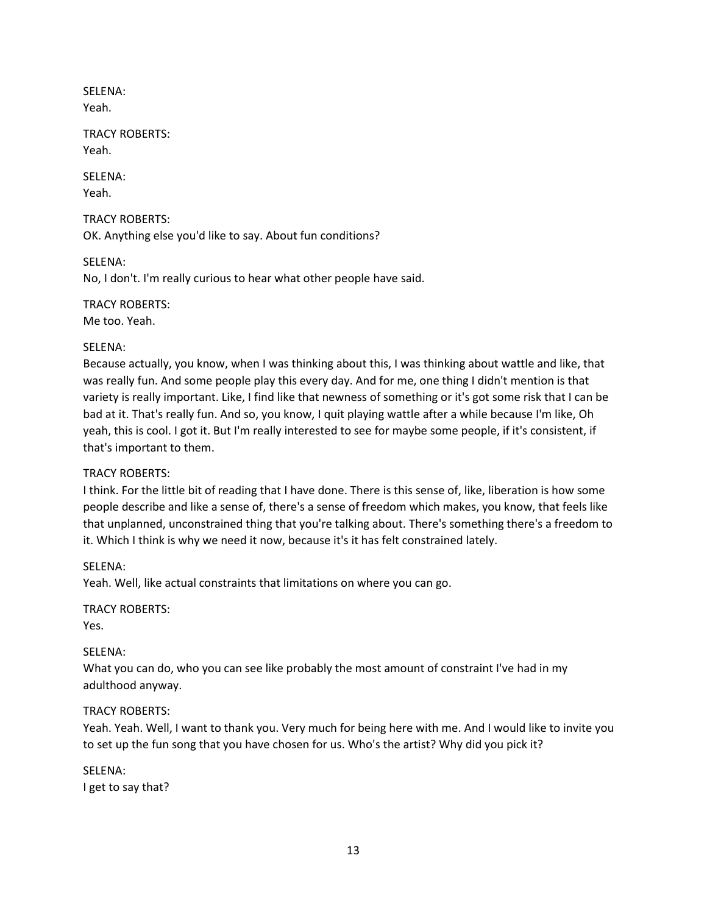SELENA:
Yeah.

TRACY ROBERTS:
Yeah.

SELENA:
Yeah.

TRACY ROBERTS:
OK. Anything else you'd like to say. About fun conditions?

SELENA:
No, I don't. I'm really curious to hear what other people have said.

TRACY ROBERTS:
Me too. Yeah.

SELENA:
Because actually, you know, when I was thinking about this, I was thinking about wattle and like, that was really fun. And some people play this every day. And for me, one thing I didn't mention is that variety is really important. Like, I find like that newness of something or it's got some risk that I can be bad at it. That's really fun. And so, you know, I quit playing wattle after a while because I'm like, Oh yeah, this is cool. I got it. But I'm really interested to see for maybe some people, if it's consistent, if that's important to them.

TRACY ROBERTS:
I think. For the little bit of reading that I have done. There is this sense of, like, liberation is how some people describe and like a sense of, there's a sense of freedom which makes, you know, that feels like that unplanned, unconstrained thing that you're talking about. There's something there's a freedom to it. Which I think is why we need it now, because it's it has felt constrained lately.

SELENA:
Yeah. Well, like actual constraints that limitations on where you can go.

TRACY ROBERTS:
Yes.

SELENA:
What you can do, who you can see like probably the most amount of constraint I've had in my adulthood anyway.

TRACY ROBERTS:
Yeah. Yeah. Well, I want to thank you. Very much for being here with me. And I would like to invite you to set up the fun song that you have chosen for us. Who's the artist? Why did you pick it?

SELENA:
I get to say that?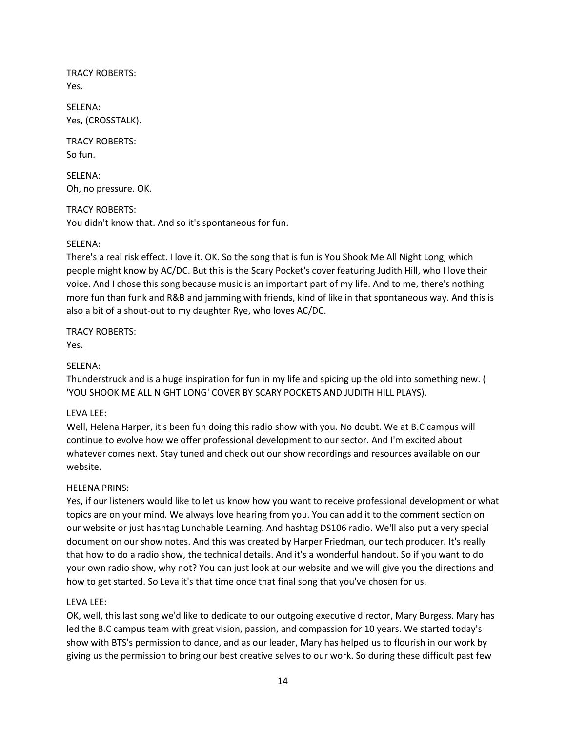TRACY ROBERTS:
Yes.

SELENA:
Yes, (CROSSTALK).

TRACY ROBERTS:
So fun.

SELENA:
Oh, no pressure. OK.

TRACY ROBERTS:
You didn't know that. And so it's spontaneous for fun.

SELENA:
There's a real risk effect. I love it. OK. So the song that is fun is You Shook Me All Night Long, which people might know by AC/DC. But this is the Scary Pocket's cover featuring Judith Hill, who I love their voice. And I chose this song because music is an important part of my life. And to me, there's nothing more fun than funk and R&B and jamming with friends, kind of like in that spontaneous way. And this is also a bit of a shout-out to my daughter Rye, who loves AC/DC.

TRACY ROBERTS:
Yes.

SELENA:
Thunderstruck and is a huge inspiration for fun in my life and spicing up the old into something new. ( 'YOU SHOOK ME ALL NIGHT LONG' COVER BY SCARY POCKETS AND JUDITH HILL PLAYS).

LEVA LEE:
Well, Helena Harper, it's been fun doing this radio show with you. No doubt. We at B.C campus will continue to evolve how we offer professional development to our sector. And I'm excited about whatever comes next. Stay tuned and check out our show recordings and resources available on our website.

HELENA PRINS:
Yes, if our listeners would like to let us know how you want to receive professional development or what topics are on your mind. We always love hearing from you. You can add it to the comment section on our website or just hashtag Lunchable Learning. And hashtag DS106 radio. We'll also put a very special document on our show notes. And this was created by Harper Friedman, our tech producer. It's really that how to do a radio show, the technical details. And it's a wonderful handout. So if you want to do your own radio show, why not? You can just look at our website and we will give you the directions and how to get started. So Leva it's that time once that final song that you've chosen for us.

LEVA LEE:
OK, well, this last song we'd like to dedicate to our outgoing executive director, Mary Burgess. Mary has led the B.C campus team with great vision, passion, and compassion for 10 years. We started today's show with BTS's permission to dance, and as our leader, Mary has helped us to flourish in our work by giving us the permission to bring our best creative selves to our work. So during these difficult past few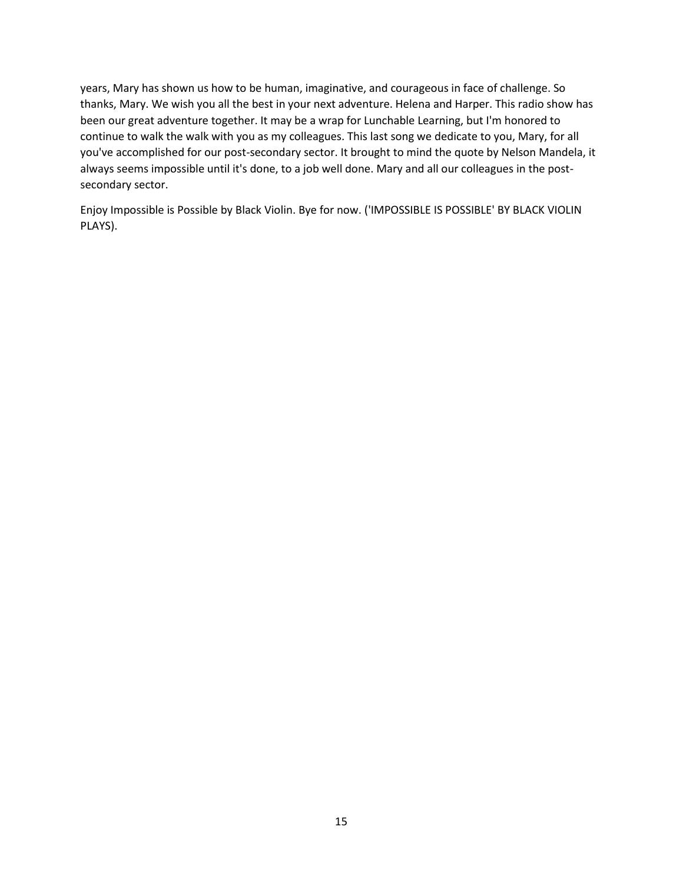years, Mary has shown us how to be human, imaginative, and courageous in face of challenge. So thanks, Mary. We wish you all the best in your next adventure. Helena and Harper. This radio show has been our great adventure together. It may be a wrap for Lunchable Learning, but I'm honored to continue to walk the walk with you as my colleagues. This last song we dedicate to you, Mary, for all you've accomplished for our post-secondary sector. It brought to mind the quote by Nelson Mandela, it always seems impossible until it's done, to a job well done. Mary and all our colleagues in the post-secondary sector.

Enjoy Impossible is Possible by Black Violin. Bye for now. ('IMPOSSIBLE IS POSSIBLE' BY BLACK VIOLIN PLAYS).